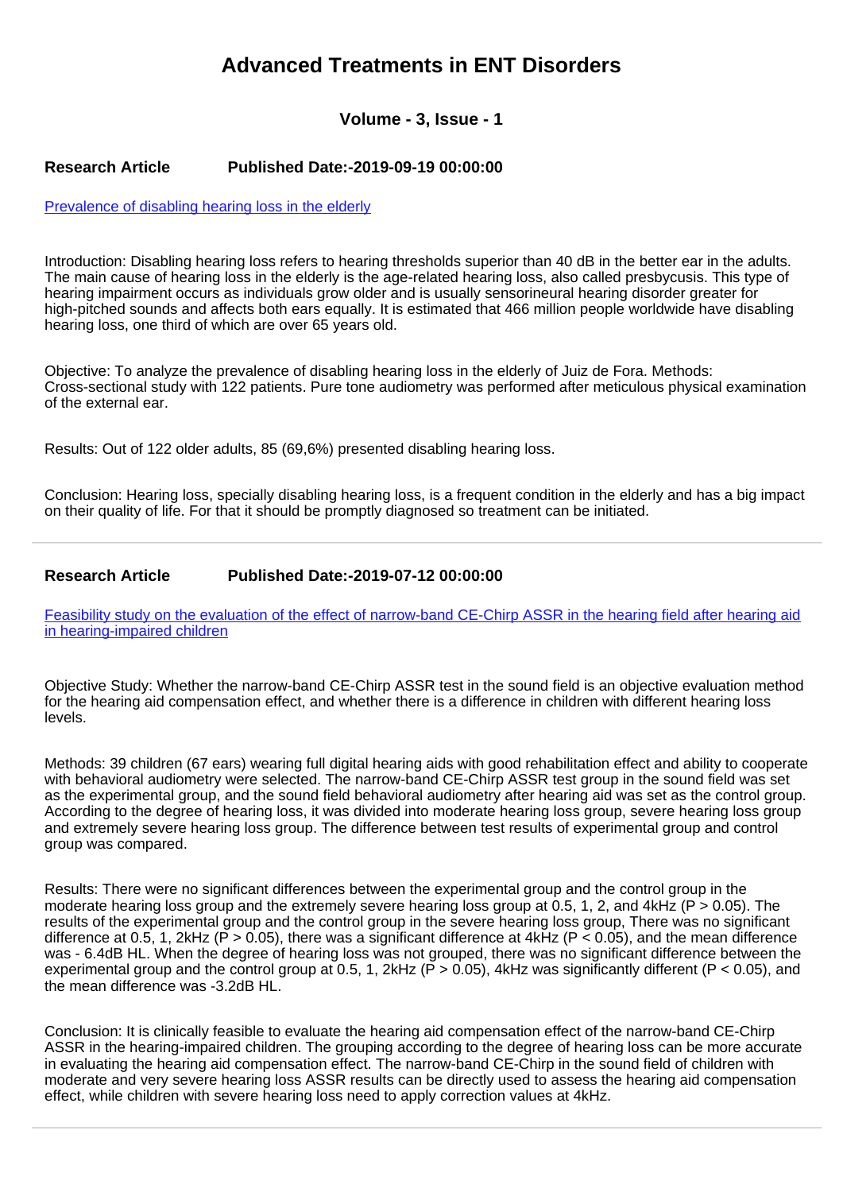# Advanced Treatments in ENT Disorders

### Volume - 3, Issue - 1

**Research Article** **Published Date:-2019-09-19 00:00:00**

[Prevalence of disabling hearing loss in the elderly]

Introduction: Disabling hearing loss refers to hearing thresholds superior than 40 dB in the better ear in the adults. The main cause of hearing loss in the elderly is the age-related hearing loss, also called presbycusis. This type of hearing impairment occurs as individuals grow older and is usually sensorineural hearing disorder greater for high-pitched sounds and affects both ears equally. It is estimated that 466 million people worldwide have disabling hearing loss, one third of which are over 65 years old.

Objective: To analyze the prevalence of disabling hearing loss in the elderly of Juiz de Fora. Methods: Cross-sectional study with 122 patients. Pure tone audiometry was performed after meticulous physical examination of the external ear.

Results: Out of 122 older adults, 85 (69,6%) presented disabling hearing loss.

Conclusion: Hearing loss, specially disabling hearing loss, is a frequent condition in the elderly and has a big impact on their quality of life. For that it should be promptly diagnosed so treatment can be initiated.

---

**Research Article** **Published Date:-2019-07-12 00:00:00**

[Feasibility study on the evaluation of the effect of narrow-band CE-Chirp ASSR in the hearing field after hearing aid in hearing-impaired children]

Objective Study: Whether the narrow-band CE-Chirp ASSR test in the sound field is an objective evaluation method for the hearing aid compensation effect, and whether there is a difference in children with different hearing loss levels.

Methods: 39 children (67 ears) wearing full digital hearing aids with good rehabilitation effect and ability to cooperate with behavioral audiometry were selected. The narrow-band CE-Chirp ASSR test group in the sound field was set as the experimental group, and the sound field behavioral audiometry after hearing aid was set as the control group. According to the degree of hearing loss, it was divided into moderate hearing loss group, severe hearing loss group and extremely severe hearing loss group. The difference between test results of experimental group and control group was compared.

Results: There were no significant differences between the experimental group and the control group in the moderate hearing loss group and the extremely severe hearing loss group at 0.5, 1, 2, and 4kHz ($P > 0.05$). The results of the experimental group and the control group in the severe hearing loss group, There was no significant difference at 0.5, 1, 2kHz ($P > 0.05$), there was a significant difference at 4kHz ($P < 0.05$), and the mean difference was - 6.4dB HL. When the degree of hearing loss was not grouped, there was no significant difference between the experimental group and the control group at 0.5, 1, 2kHz ($P > 0.05$), 4kHz was significantly different ($P < 0.05$), and the mean difference was -3.2dB HL.

Conclusion: It is clinically feasible to evaluate the hearing aid compensation effect of the narrow-band CE-Chirp ASSR in the hearing-impaired children. The grouping according to the degree of hearing loss can be more accurate in evaluating the hearing aid compensation effect. The narrow-band CE-Chirp in the sound field of children with moderate and very severe hearing loss ASSR results can be directly used to assess the hearing aid compensation effect, while children with severe hearing loss need to apply correction values at 4kHz.

---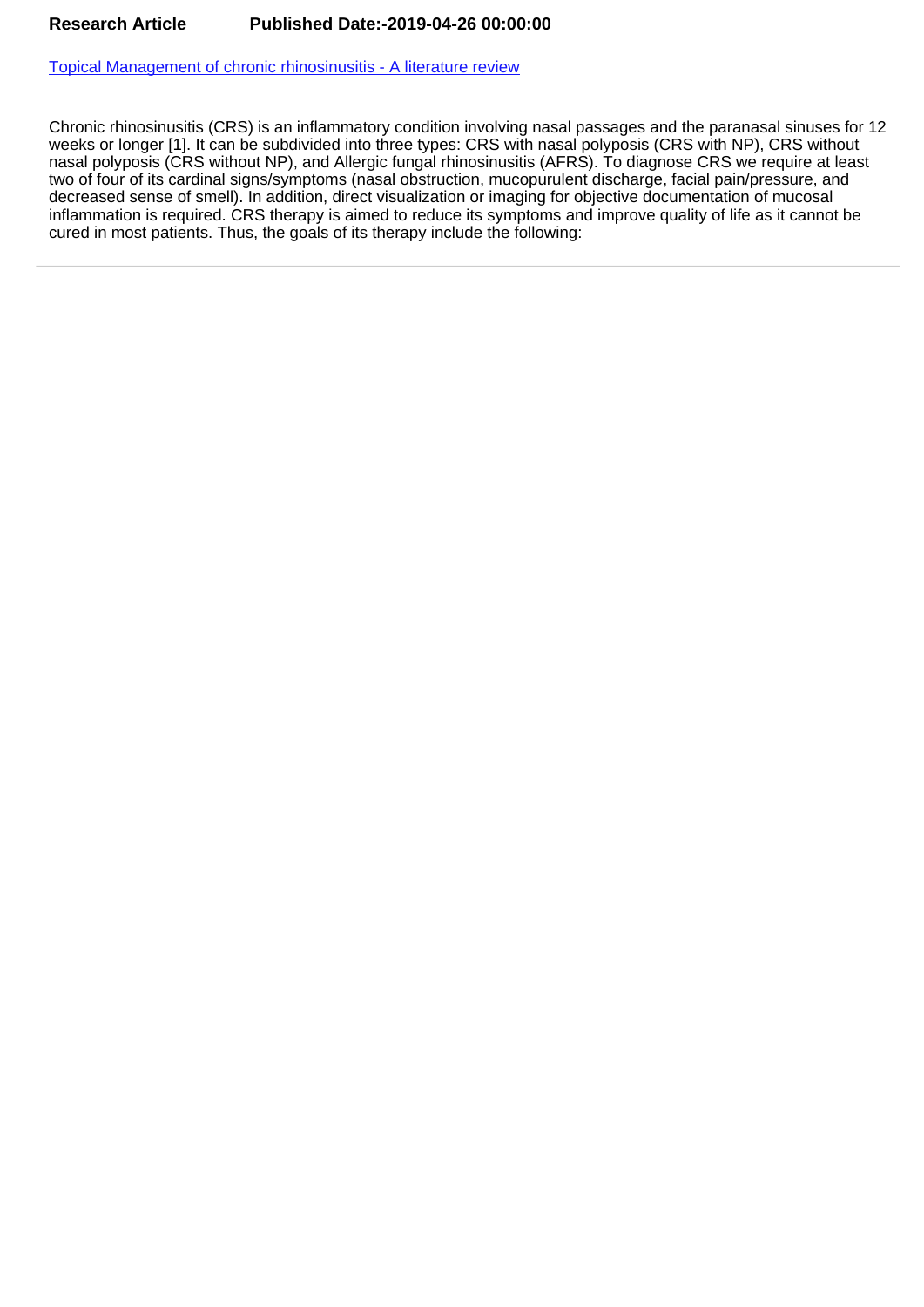**Research Article** **Published Date:-2019-04-26 00:00:00**

[Topical Management of chronic rhinosinusitis - A literature review]

Chronic rhinosinusitis (CRS) is an inflammatory condition involving nasal passages and the paranasal sinuses for 12 weeks or longer [1]. It can be subdivided into three types: CRS with nasal polyposis (CRS with NP), CRS without nasal polyposis (CRS without NP), and Allergic fungal rhinosinusitis (AFRS). To diagnose CRS we require at least two of four of its cardinal signs/symptoms (nasal obstruction, mucopurulent discharge, facial pain/pressure, and decreased sense of smell). In addition, direct visualization or imaging for objective documentation of mucosal inflammation is required. CRS therapy is aimed to reduce its symptoms and improve quality of life as it cannot be cured in most patients. Thus, the goals of its therapy include the following: